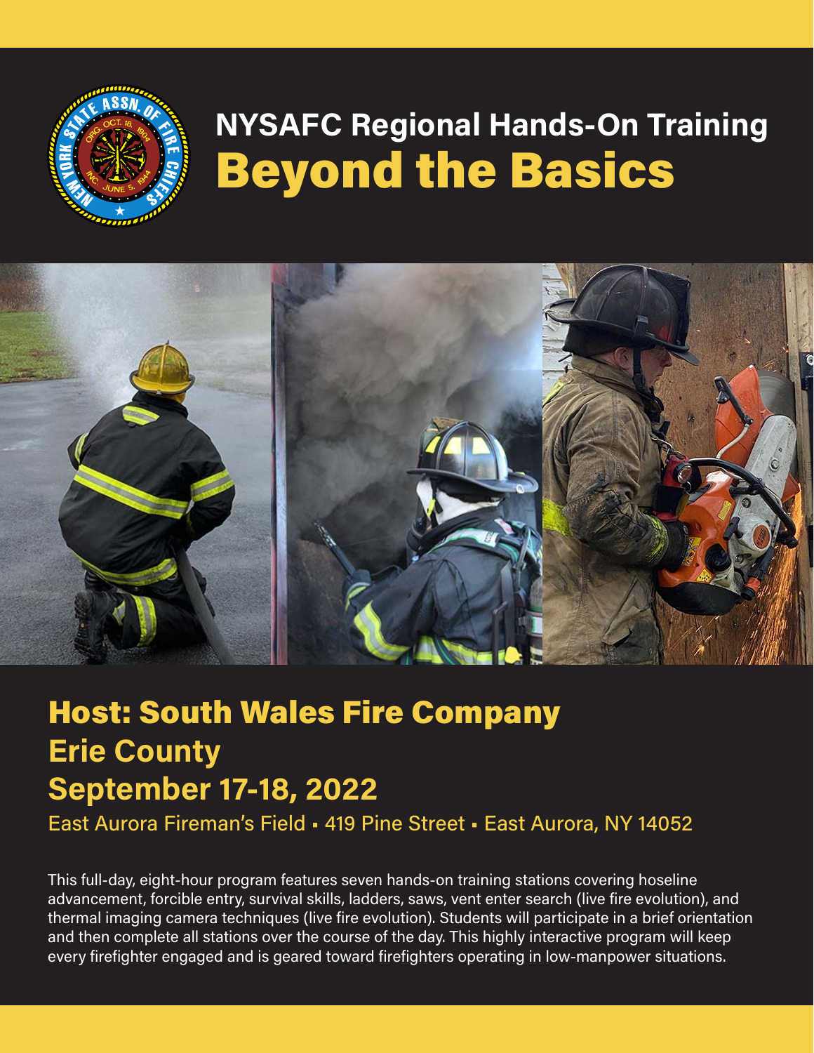# NYSAFC Regional Hands-On Training

# Beyond the Basics

## Host: South Wales Fire Company

## Erie County

## September 17-18, 2022

East Aurora Fireman's Field ▪ 419 Pine Street ▪ East Aurora, NY 14052

This full-day, eight-hour program features seven hands-on training stations covering hoseline advancement, forcible entry, survival skills, ladders, saws, vent enter search (live fire evolution), and thermal imaging camera techniques (live fire evolution). Students will participate in a brief orientation and then complete all stations over the course of the day. This highly interactive program will keep every firefighter engaged and is geared toward firefighters operating in low-manpower situations.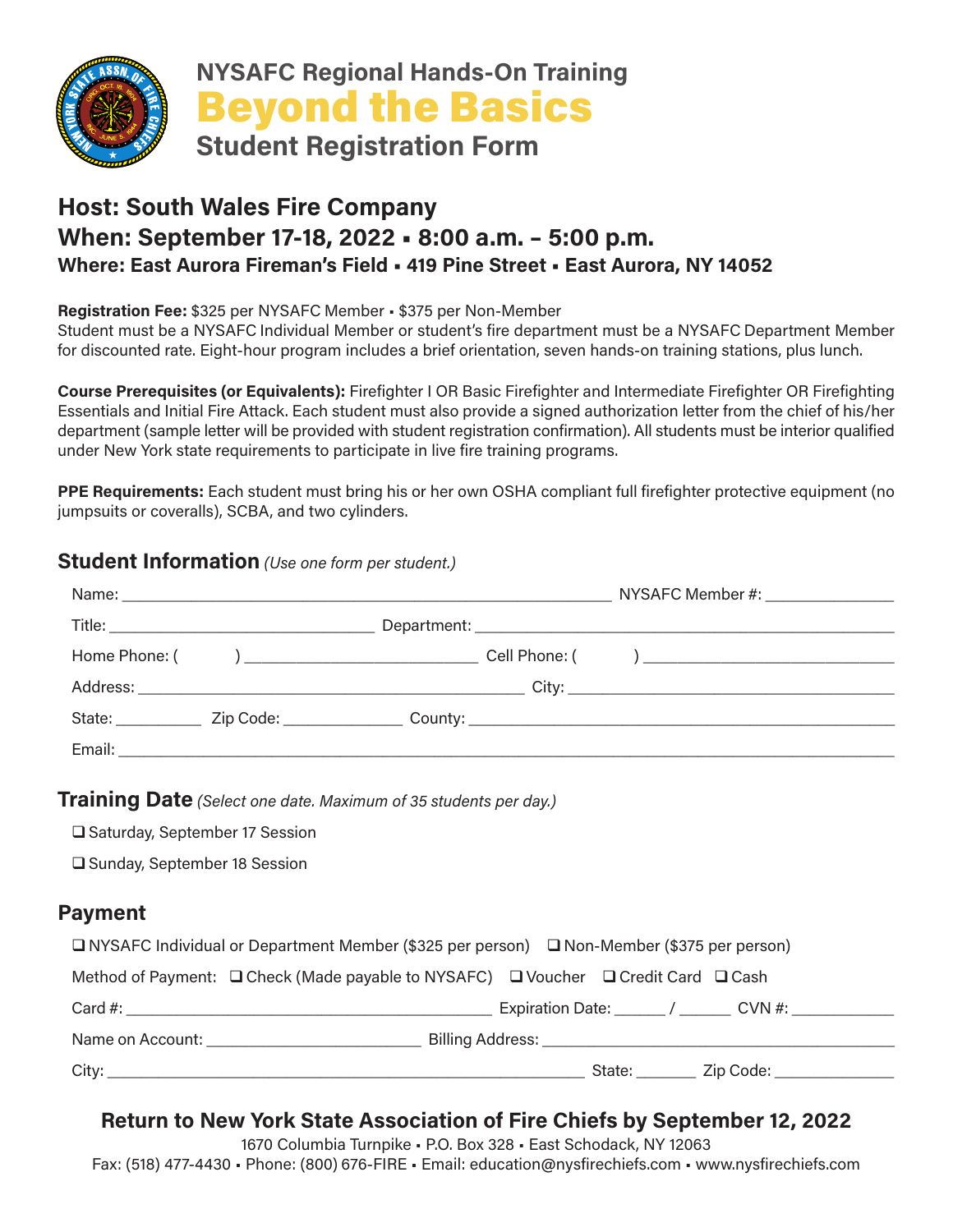## NYSAFC Regional Hands-On Training

# Beyond the Basics

## Student Registration Form

### Host: South Wales Fire Company
### When: September 17-18, 2022 ▪ 8:00 a.m. – 5:00 p.m.
**Where: East Aurora Fireman's Field ▪ 419 Pine Street ▪ East Aurora, NY 14052**

**Registration Fee:** $325 per NYSAFC Member ▪ $375 per Non-Member
Student must be a NYSAFC Individual Member or student's fire department must be a NYSAFC Department Member for discounted rate. Eight-hour program includes a brief orientation, seven hands-on training stations, plus lunch.

**Course Prerequisites (or Equivalents):** Firefighter I OR Basic Firefighter and Intermediate Firefighter OR Firefighting Essentials and Initial Fire Attack. Each student must also provide a signed authorization letter from the chief of his/her department (sample letter will be provided with student registration confirmation). All students must be interior qualified under New York state requirements to participate in live fire training programs.

**PPE Requirements:** Each student must bring his or her own OSHA compliant full firefighter protective equipment (no jumpsuits or coveralls), SCBA, and two cylinders.

### Student Information *(Use one form per student.)*

Name: ______________________________ NYSAFC Member #: ______________

Title: ______________________ Department: ______________________________

Home Phone: (     ) ______________________ Cell Phone: (     ) ______________________

Address: ______________________________ City: ______________________________

State: ________ Zip Code: __________ County: ______________________________

Email: ____________________________________________________________

### Training Date *(Select one date. Maximum of 35 students per day.)*

- ❑ Saturday, September 17 Session
- ❑ Sunday, September 18 Session

### Payment

❑ NYSAFC Individual or Department Member ($325 per person) ❑ Non-Member ($375 per person)

Method of Payment: ❑ Check (Made payable to NYSAFC) ❑ Voucher ❑ Credit Card ❑ Cash

Card #: ______________________________ Expiration Date: _____ / _____ CVN #: __________

Name on Account: ____________________ Billing Address: ______________________________

City: ______________________________ State: ______ Zip Code: ____________

**Return to New York State Association of Fire Chiefs by September 12, 2022**
1670 Columbia Turnpike ▪ P.O. Box 328 ▪ East Schodack, NY 12063
Fax: (518) 477-4430 ▪ Phone: (800) 676-FIRE ▪ Email: education@nysfirechiefs.com ▪ www.nysfirechiefs.com